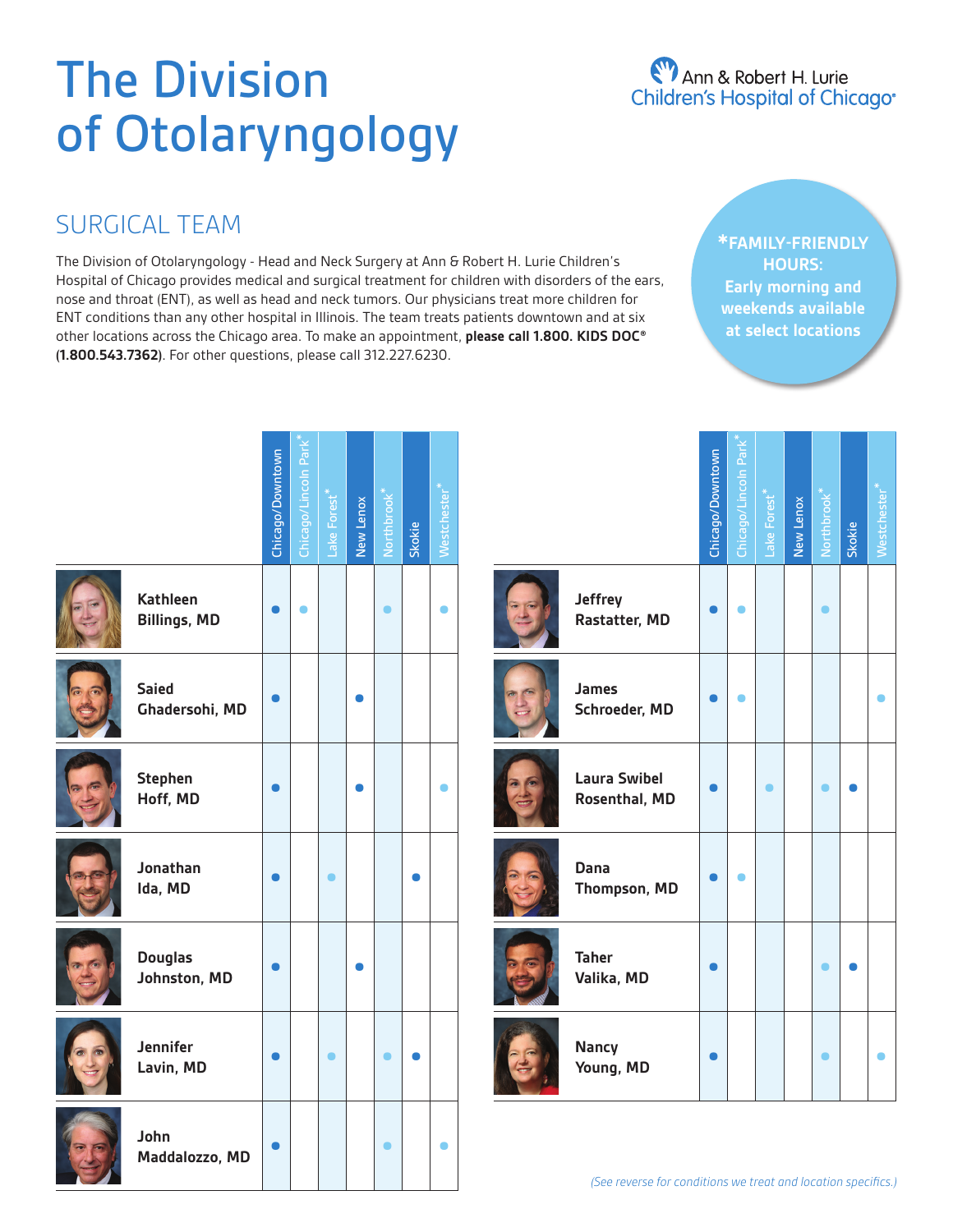# The Division of Otolaryngology

Ann & Robert H. Lurie Children's Hospital of Chicago®

## SURGICAL TEAM

The Division of Otolaryngology - Head and Neck Surgery at Ann & Robert H. Lurie Children's Hospital of Chicago provides medical and surgical treatment for children with disorders of the ears, nose and throat (ENT), as well as head and neck tumors. Our physicians treat more children for ENT conditions than any other hospital in Illinois. The team treats patients downtown and at six other locations across the Chicago area. To make an appointment, **please call 1.800. KIDS DOC® (1.800.543.7362)**. For other questions, please call 312.227.6230.

**\*FAMILY-FRIENDLY HOURS: Early morning and weekends available at select locations**

| Physician | Chicago/Downtown | Chicago/Lincoln Park* | Lake Forest* | New Lenox | Northbrook* | Skokie | Westchester* |
|---|---|---|---|---|---|---|---|
| Kathleen Billings, MD | ● | ● | | | ● | | ● |
| Saied Ghadersohi, MD | ● | | | ● | | | |
| Stephen Hoff, MD | ● | | | ● | | | ● |
| Jonathan Ida, MD | ● | | ● | | | ● | |
| Douglas Johnston, MD | ● | | | ● | | | |
| Jennifer Lavin, MD | ● | | ● | | ● | ● | |
| John Maddalozzo, MD | ● | | | | ● | | ● |
| Jeffrey Rastatter, MD | ● | ● | | | ● | | |
| James Schroeder, MD | ● | ● | | | | | ● |
| Laura Swibel Rosenthal, MD | ● | | ● | | ● | ● | |
| Dana Thompson, MD | ● | ● | | | | | |
| Taher Valika, MD | ● | | | | ● | ● | |
| Nancy Young, MD | ● | | | | ● | | ● |

*(See reverse for conditions we treat and location specifics.)*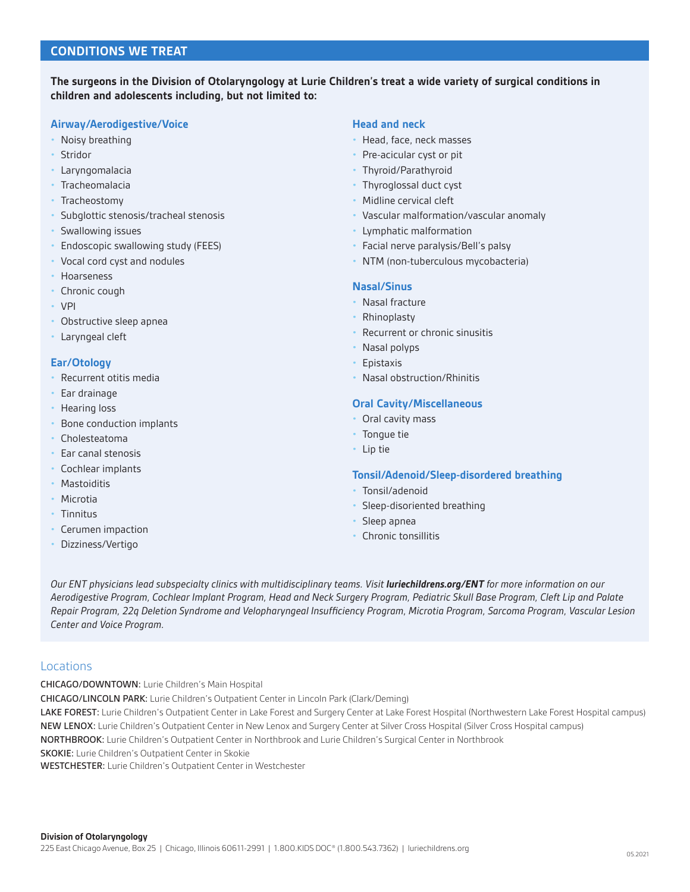## CONDITIONS WE TREAT

**The surgeons in the Division of Otolaryngology at Lurie Children's treat a wide variety of surgical conditions in children and adolescents including, but not limited to:**

### Airway/Aerodigestive/Voice

- Noisy breathing
- Stridor
- Laryngomalacia
- Tracheomalacia
- Tracheostomy
- Subglottic stenosis/tracheal stenosis
- Swallowing issues
- Endoscopic swallowing study (FEES)
- Vocal cord cyst and nodules
- Hoarseness
- Chronic cough
- VPI
- Obstructive sleep apnea
- Laryngeal cleft

### Ear/Otology

- Recurrent otitis media
- Ear drainage
- Hearing loss
- Bone conduction implants
- Cholesteatoma
- Ear canal stenosis
- Cochlear implants
- Mastoiditis
- Microtia
- Tinnitus
- Cerumen impaction
- Dizziness/Vertigo

### Head and neck

- Head, face, neck masses
- Pre-acicular cyst or pit
- Thyroid/Parathyroid
- Thyroglossal duct cyst
- Midline cervical cleft
- Vascular malformation/vascular anomaly
- Lymphatic malformation
- Facial nerve paralysis/Bell's palsy
- NTM (non-tuberculous mycobacteria)

### Nasal/Sinus

- Nasal fracture
- Rhinoplasty
- Recurrent or chronic sinusitis
- Nasal polyps
- Epistaxis
- Nasal obstruction/Rhinitis

### Oral Cavity/Miscellaneous

- Oral cavity mass
- Tongue tie
- Lip tie

### Tonsil/Adenoid/Sleep-disordered breathing

- Tonsil/adenoid
- Sleep-disoriented breathing
- Sleep apnea
- Chronic tonsillitis

*Our ENT physicians lead subspecialty clinics with multidisciplinary teams. Visit **luriechildrens.org/ENT** for more information on our Aerodigestive Program, Cochlear Implant Program, Head and Neck Surgery Program, Pediatric Skull Base Program, Cleft Lip and Palate Repair Program, 22q Deletion Syndrome and Velopharyngeal Insufficiency Program, Microtia Program, Sarcoma Program, Vascular Lesion Center and Voice Program.*

## Locations

CHICAGO/DOWNTOWN: Lurie Children's Main Hospital

CHICAGO/LINCOLN PARK: Lurie Children's Outpatient Center in Lincoln Park (Clark/Deming)

LAKE FOREST: Lurie Children's Outpatient Center in Lake Forest and Surgery Center at Lake Forest Hospital (Northwestern Lake Forest Hospital campus)

NEW LENOX: Lurie Children's Outpatient Center in New Lenox and Surgery Center at Silver Cross Hospital (Silver Cross Hospital campus)

NORTHBROOK: Lurie Children's Outpatient Center in Northbrook and Lurie Children's Surgical Center in Northbrook

SKOKIE: Lurie Children's Outpatient Center in Skokie

WESTCHESTER: Lurie Children's Outpatient Center in Westchester

**Division of Otolaryngology**
225 East Chicago Avenue, Box 25 | Chicago, Illinois 60611-2991 | 1.800.KIDS DOC® (1.800.543.7362) | luriechildrens.org

05.2021